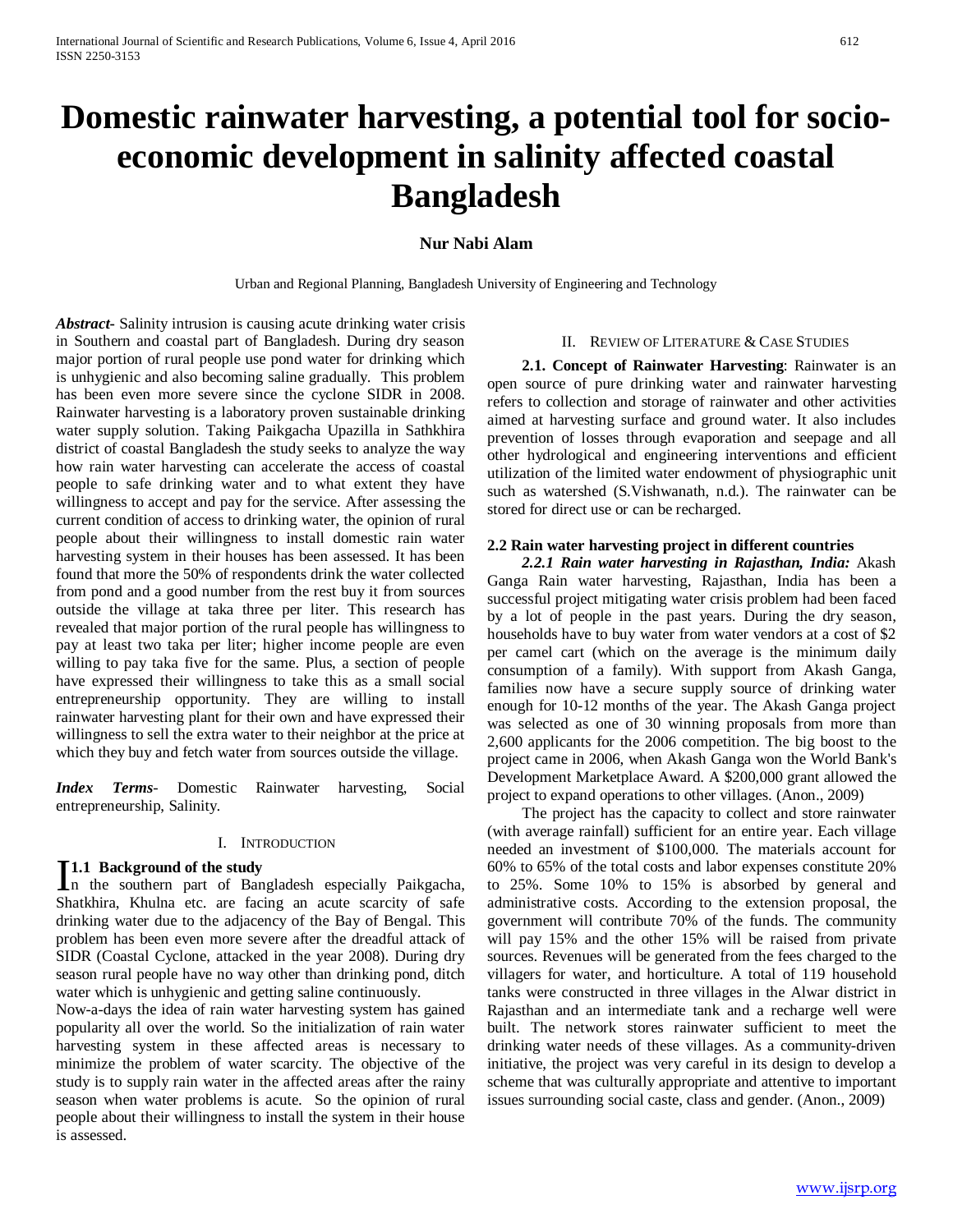# Domestic rainwater harvesting, a potential tool for socio-economic development in salinity affected coastal Bangladesh

**Nur Nabi Alam**

Urban and Regional Planning, Bangladesh University of Engineering and Technology

***Abstract-*** Salinity intrusion is causing acute drinking water crisis in Southern and coastal part of Bangladesh. During dry season major portion of rural people use pond water for drinking which is unhygienic and also becoming saline gradually. This problem has been even more severe since the cyclone SIDR in 2008. Rainwater harvesting is a laboratory proven sustainable drinking water supply solution. Taking Paikgacha Upazilla in Sathkhira district of coastal Bangladesh the study seeks to analyze the way how rain water harvesting can accelerate the access of coastal people to safe drinking water and to what extent they have willingness to accept and pay for the service. After assessing the current condition of access to drinking water, the opinion of rural people about their willingness to install domestic rain water harvesting system in their houses has been assessed. It has been found that more the 50% of respondents drink the water collected from pond and a good number from the rest buy it from sources outside the village at taka three per liter. This research has revealed that major portion of the rural people has willingness to pay at least two taka per liter; higher income people are even willing to pay taka five for the same. Plus, a section of people have expressed their willingness to take this as a small social entrepreneurship opportunity. They are willing to install rainwater harvesting plant for their own and have expressed their willingness to sell the extra water to their neighbor at the price at which they buy and fetch water from sources outside the village.

***Index Terms*-** Domestic Rainwater harvesting, Social entrepreneurship, Salinity.

## I. Introduction

### 1.1 Background of the study

In the southern part of Bangladesh especially Paikgacha, Shatkhira, Khulna etc. are facing an acute scarcity of safe drinking water due to the adjacency of the Bay of Bengal. This problem has been even more severe after the dreadful attack of SIDR (Coastal Cyclone, attacked in the year 2008). During dry season rural people have no way other than drinking pond, ditch water which is unhygienic and getting saline continuously.

Now-a-days the idea of rain water harvesting system has gained popularity all over the world. So the initialization of rain water harvesting system in these affected areas is necessary to minimize the problem of water scarcity. The objective of the study is to supply rain water in the affected areas after the rainy season when water problems is acute. So the opinion of rural people about their willingness to install the system in their house is assessed.

## II. Review of Literature & Case Studies

**2.1. Concept of Rainwater Harvesting**: Rainwater is an open source of pure drinking water and rainwater harvesting refers to collection and storage of rainwater and other activities aimed at harvesting surface and ground water. It also includes prevention of losses through evaporation and seepage and all other hydrological and engineering interventions and efficient utilization of the limited water endowment of physiographic unit such as watershed (S.Vishwanath, n.d.). The rainwater can be stored for direct use or can be recharged.

### 2.2 Rain water harvesting project in different countries

***2.2.1 Rain water harvesting in Rajasthan, India:*** Akash Ganga Rain water harvesting, Rajasthan, India has been a successful project mitigating water crisis problem had been faced by a lot of people in the past years. During the dry season, households have to buy water from water vendors at a cost of $2 per camel cart (which on the average is the minimum daily consumption of a family). With support from Akash Ganga, families now have a secure supply source of drinking water enough for 10-12 months of the year. The Akash Ganga project was selected as one of 30 winning proposals from more than 2,600 applicants for the 2006 competition. The big boost to the project came in 2006, when Akash Ganga won the World Bank's Development Marketplace Award. A $200,000 grant allowed the project to expand operations to other villages. (Anon., 2009)

The project has the capacity to collect and store rainwater (with average rainfall) sufficient for an entire year. Each village needed an investment of $100,000. The materials account for 60% to 65% of the total costs and labor expenses constitute 20% to 25%. Some 10% to 15% is absorbed by general and administrative costs. According to the extension proposal, the government will contribute 70% of the funds. The community will pay 15% and the other 15% will be raised from private sources. Revenues will be generated from the fees charged to the villagers for water, and horticulture. A total of 119 household tanks were constructed in three villages in the Alwar district in Rajasthan and an intermediate tank and a recharge well were built. The network stores rainwater sufficient to meet the drinking water needs of these villages. As a community-driven initiative, the project was very careful in its design to develop a scheme that was culturally appropriate and attentive to important issues surrounding social caste, class and gender. (Anon., 2009)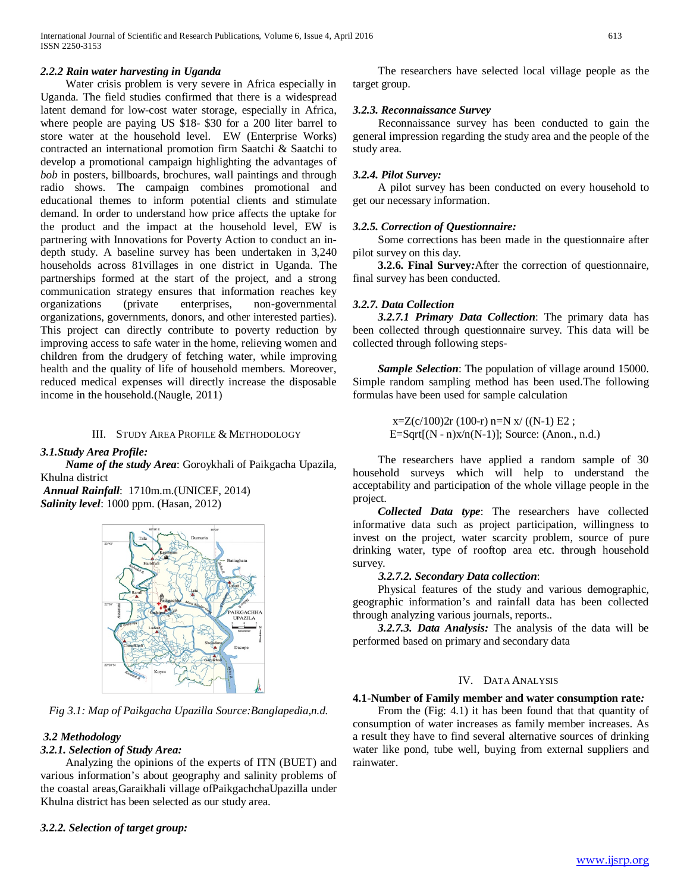#### *2.2.2 Rain water harvesting in Uganda*

Water crisis problem is very severe in Africa especially in Uganda. The field studies confirmed that there is a widespread latent demand for low-cost water storage, especially in Africa, where people are paying US $18- $30 for a 200 liter barrel to store water at the household level. EW (Enterprise Works) contracted an international promotion firm Saatchi & Saatchi to develop a promotional campaign highlighting the advantages of *bob* in posters, billboards, brochures, wall paintings and through radio shows. The campaign combines promotional and educational themes to inform potential clients and stimulate demand. In order to understand how price affects the uptake for the product and the impact at the household level, EW is partnering with Innovations for Poverty Action to conduct an in-depth study. A baseline survey has been undertaken in 3,240 households across 81villages in one district in Uganda. The partnerships formed at the start of the project, and a strong communication strategy ensures that information reaches key organizations (private enterprises, non-governmental organizations, governments, donors, and other interested parties). This project can directly contribute to poverty reduction by improving access to safe water in the home, relieving women and children from the drudgery of fetching water, while improving health and the quality of life of household members. Moreover, reduced medical expenses will directly increase the disposable income in the household.(Naugle, 2011)

## III. Study Area Profile & Methodology

### *3.1.Study Area Profile:*

***Name of the study Area***: Goroykhali of Paikgacha Upazila, Khulna district

***Annual Rainfall***: 1710m.m.(UNICEF, 2014)

***Salinity level***: 1000 ppm. (Hasan, 2012)

*Fig 3.1: Map of Paikgacha Upazilla Source:Banglapedia,n.d.*

### *3.2 Methodology*

#### *3.2.1. Selection of Study Area:*

Analyzing the opinions of the experts of ITN (BUET) and various information's about geography and salinity problems of the coastal areas,Garaikhali village ofPaikgachchaUpazilla under Khulna district has been selected as our study area.

#### *3.2.2. Selection of target group:*

The researchers have selected local village people as the target group.

#### *3.2.3. Reconnaissance Survey*

Reconnaissance survey has been conducted to gain the general impression regarding the study area and the people of the study area.

#### *3.2.4. Pilot Survey:*

A pilot survey has been conducted on every household to get our necessary information.

#### *3.2.5. Correction of Questionnaire:*

Some corrections has been made in the questionnaire after pilot survey on this day.

**3.2.6. Final Survey*:***After the correction of questionnaire, final survey has been conducted.

#### *3.2.7. Data Collection*

***3.2.7.1 Primary Data Collection***: The primary data has been collected through questionnaire survey. This data will be collected through following steps-

***Sample Selection***: The population of village around 15000. Simple random sampling method has been used.The following formulas have been used for sample calculation

x=Z(c/100)2r (100-r) n=N x/ ((N-1) E2 ;
E=Sqrt[(N - n)x/n(N-1)]; Source: (Anon., n.d.)

The researchers have applied a random sample of 30 household surveys which will help to understand the acceptability and participation of the whole village people in the project.

***Collected Data type***: The researchers have collected informative data such as project participation, willingness to invest on the project, water scarcity problem, source of pure drinking water, type of rooftop area etc. through household survey.

***3.2.7.2. Secondary Data collection***:

Physical features of the study and various demographic, geographic information's and rainfall data has been collected through analyzing various journals, reports..

***3.2.7.3. Data Analysis:*** The analysis of the data will be performed based on primary and secondary data

## IV. Data Analysis

**4.1-Number of Family member and water consumption rate*:***

From the (Fig: 4.1) it has been found that that quantity of consumption of water increases as family member increases. As a result they have to find several alternative sources of drinking water like pond, tube well, buying from external suppliers and rainwater.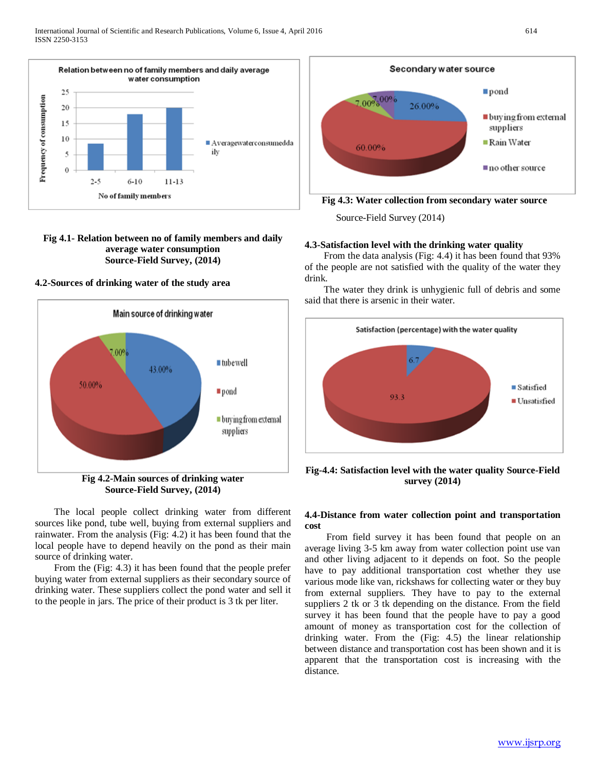Fig 4.1- Relation between no of family members and daily average water consumption
Source-Field Survey, (2014)

**4.2-Sources of drinking water of the study area**

Fig 4.2-Main sources of drinking water
Source-Field Survey, (2014)

The local people collect drinking water from different sources like pond, tube well, buying from external suppliers and rainwater. From the analysis (Fig: 4.2) it has been found that the local people have to depend heavily on the pond as their main source of drinking water.

From the (Fig: 4.3) it has been found that the people prefer buying water from external suppliers as their secondary source of drinking water. These suppliers collect the pond water and sell it to the people in jars. The price of their product is 3 tk per liter.

**Fig 4.3: Water collection from secondary water source**

Source-Field Survey (2014)

**4.3-Satisfaction level with the drinking water quality**

From the data analysis (Fig: 4.4) it has been found that 93% of the people are not satisfied with the quality of the water they drink.

The water they drink is unhygienic full of debris and some said that there is arsenic in their water.

**Fig-4.4: Satisfaction level with the water quality Source-Field survey (2014)**

**4.4-Distance from water collection point and transportation cost**

From field survey it has been found that people on an average living 3-5 km away from water collection point use van and other living adjacent to it depends on foot. So the people have to pay additional transportation cost whether they use various mode like van, rickshaws for collecting water or they buy from external suppliers. They have to pay to the external suppliers 2 tk or 3 tk depending on the distance. From the field survey it has been found that the people have to pay a good amount of money as transportation cost for the collection of drinking water. From the (Fig: 4.5) the linear relationship between distance and transportation cost has been shown and it is apparent that the transportation cost is increasing with the distance.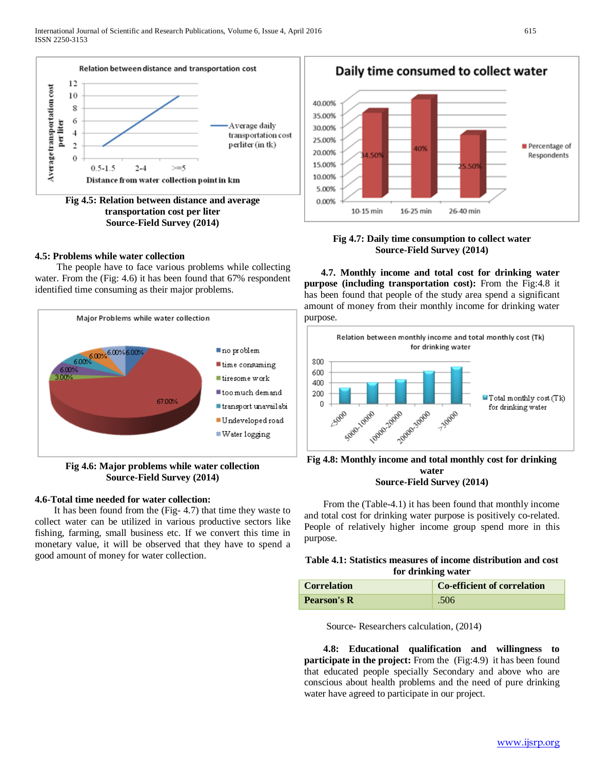Fig 4.5: Relation between distance and average transportation cost per liter
Source-Field Survey (2014)

### 4.5: Problems while water collection

The people have to face various problems while collecting water. From the (Fig: 4.6) it has been found that 67% respondent identified time consuming as their major problems.

**Fig 4.6: Major problems while water collection**
**Source-Field Survey (2014)**

### 4.6-Total time needed for water collection:

It has been found from the (Fig- 4.7) that time they waste to collect water can be utilized in various productive sectors like fishing, farming, small business etc. If we convert this time in monetary value, it will be observed that they have to spend a good amount of money for water collection.

**Fig 4.7: Daily time consumption to collect water**
**Source-Field Survey (2014)**

**4.7. Monthly income and total cost for drinking water purpose (including transportation cost):** From the Fig:4.8 it has been found that people of the study area spend a significant amount of money from their monthly income for drinking water purpose.

**Fig 4.8: Monthly income and total monthly cost for drinking water**
**Source-Field Survey (2014)**

From the (Table-4.1) it has been found that monthly income and total cost for drinking water purpose is positively co-related. People of relatively higher income group spend more in this purpose.

**Table 4.1: Statistics measures of income distribution and cost for drinking water**

| Correlation | Co-efficient of correlation |
|---|---|
| Pearson's R | .506 |

Source- Researchers calculation, (2014)

**4.8: Educational qualification and willingness to participate in the project:** From the (Fig:4.9) it has been found that educated people specially Secondary and above who are conscious about health problems and the need of pure drinking water have agreed to participate in our project.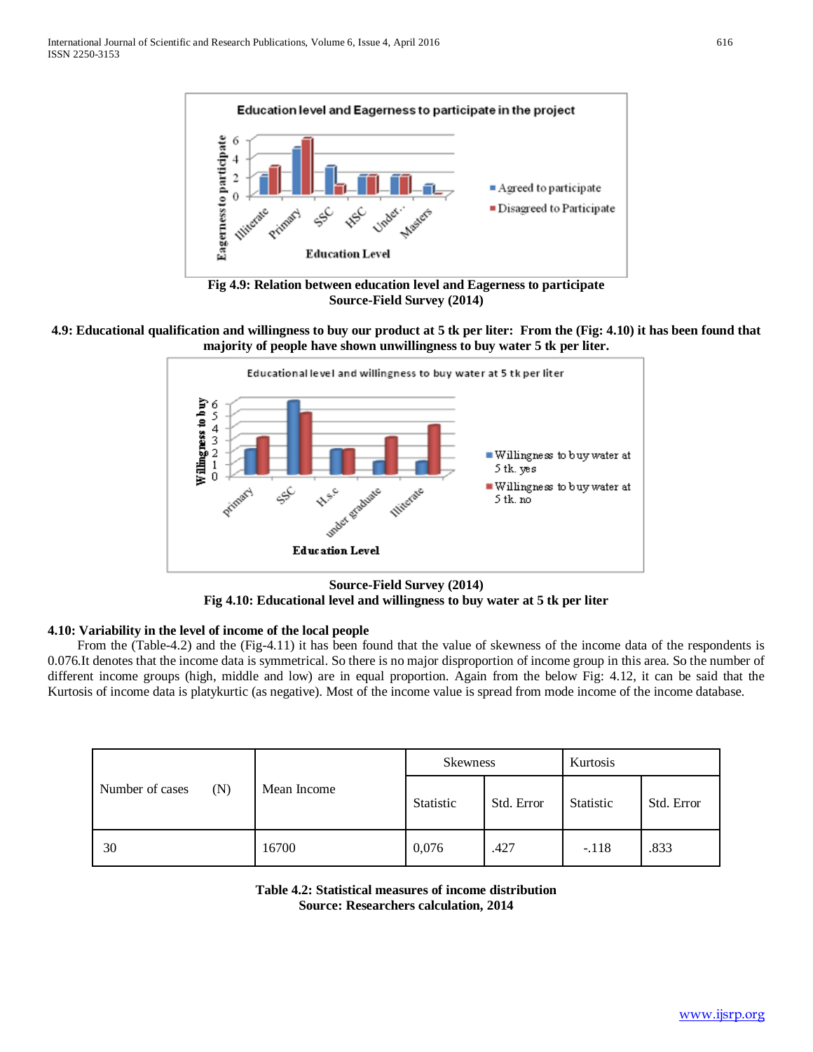**Fig 4.9: Relation between education level and Eagerness to participate**
**Source-Field Survey (2014)**

**4.9: Educational qualification and willingness to buy our product at 5 tk per liter: From the (Fig: 4.10) it has been found that majority of people have shown unwillingness to buy water 5 tk per liter.**

**Source-Field Survey (2014)**
**Fig 4.10: Educational level and willingness to buy water at 5 tk per liter**

**4.10: Variability in the level of income of the local people**

From the (Table-4.2) and the (Fig-4.11) it has been found that the value of skewness of the income data of the respondents is 0.076.It denotes that the income data is symmetrical. So there is no major disproportion of income group in this area. So the number of different income groups (high, middle and low) are in equal proportion. Again from the below Fig: 4.12, it can be said that the Kurtosis of income data is platykurtic (as negative). Most of the income value is spread from mode income of the income database.

| Number of cases (N) | Mean Income | Skewness | | Kurtosis | |
|---|---|---|---|---|---|
| | | Statistic | Std. Error | Statistic | Std. Error |
| 30 | 16700 | 0,076 | .427 | -.118 | .833 |

**Table 4.2: Statistical measures of income distribution**
**Source: Researchers calculation, 2014**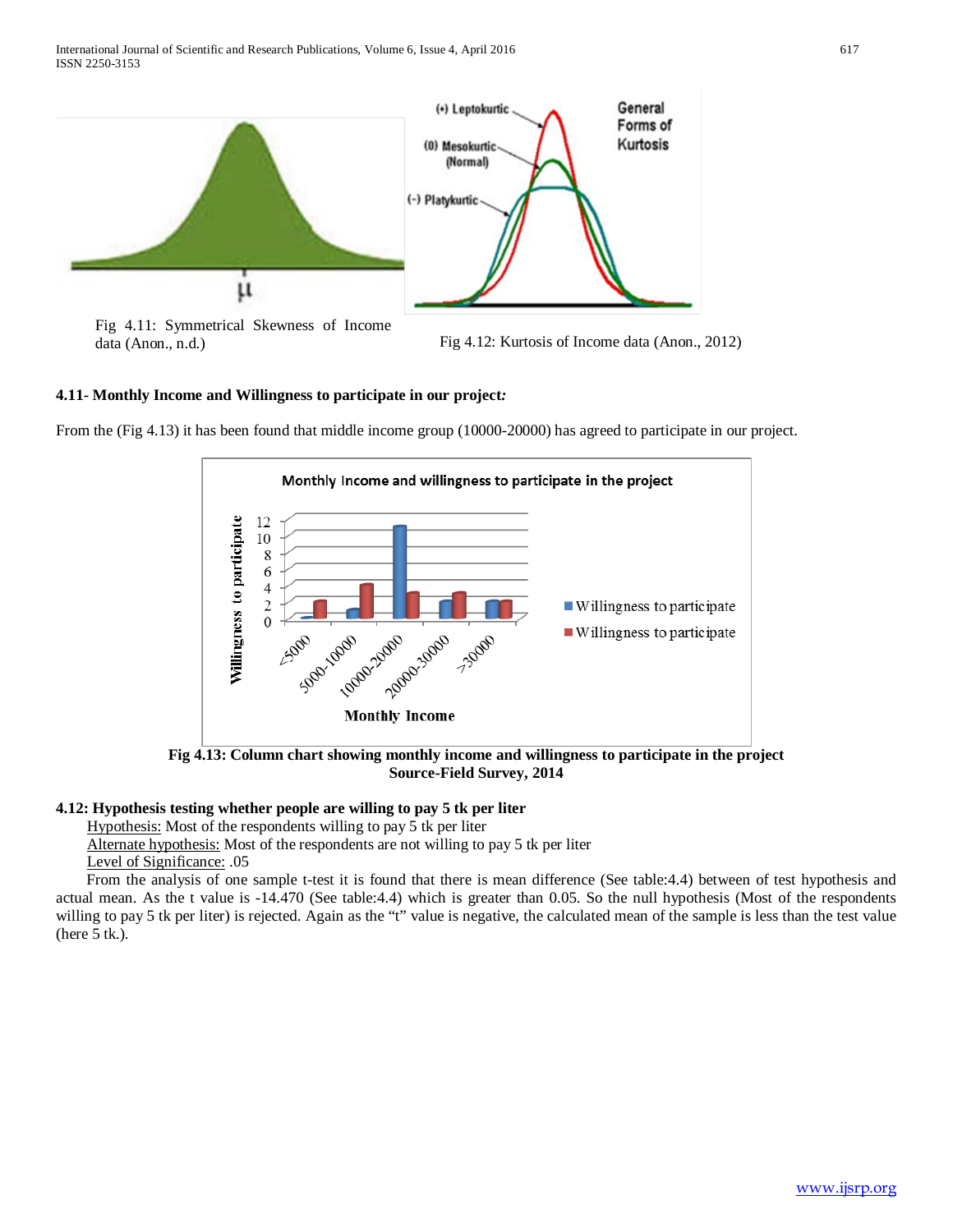Fig 4.11: Symmetrical Skewness of Income data (Anon., n.d.)

Fig 4.12: Kurtosis of Income data (Anon., 2012)

### 4.11- Monthly Income and Willingness to participate in our project*:*

From the (Fig 4.13) it has been found that middle income group (10000-20000) has agreed to participate in our project.

**Fig 4.13: Column chart showing monthly income and willingness to participate in the project**
**Source-Field Survey, 2014**

### 4.12: Hypothesis testing whether people are willing to pay 5 tk per liter

Hypothesis: Most of the respondents willing to pay 5 tk per liter

Alternate hypothesis: Most of the respondents are not willing to pay 5 tk per liter

Level of Significance: .05

From the analysis of one sample t-test it is found that there is mean difference (See table:4.4) between of test hypothesis and actual mean. As the t value is -14.470 (See table:4.4) which is greater than 0.05. So the null hypothesis (Most of the respondents willing to pay 5 tk per liter) is rejected. Again as the "t" value is negative, the calculated mean of the sample is less than the test value (here 5 tk.).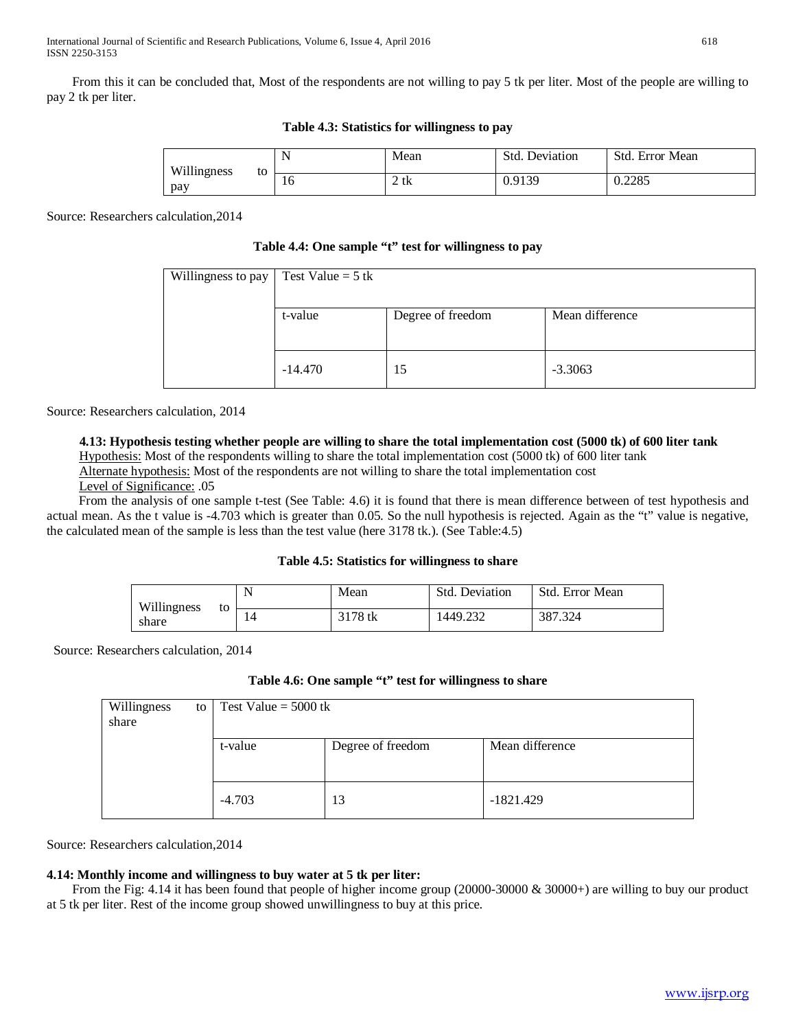From this it can be concluded that, Most of the respondents are not willing to pay 5 tk per liter. Most of the people are willing to pay 2 tk per liter.

**Table 4.3: Statistics for willingness to pay**

| | N | Mean | Std. Deviation | Std. Error Mean |
|---|---|---|---|---|
| Willingness to pay | 16 | 2 tk | 0.9139 | 0.2285 |

Source: Researchers calculation,2014

**Table 4.4: One sample "t" test for willingness to pay**

| Willingness to pay | Test Value = 5 tk | | |
|---|---|---|---|
| | t-value | Degree of freedom | Mean difference |
| | -14.470 | 15 | -3.3063 |

Source: Researchers calculation, 2014

#### 4.13: Hypothesis testing whether people are willing to share the total implementation cost (5000 tk) of 600 liter tank

Hypothesis: Most of the respondents willing to share the total implementation cost (5000 tk) of 600 liter tank

Alternate hypothesis: Most of the respondents are not willing to share the total implementation cost

Level of Significance: .05

From the analysis of one sample t-test (See Table: 4.6) it is found that there is mean difference between of test hypothesis and actual mean. As the t value is -4.703 which is greater than 0.05. So the null hypothesis is rejected. Again as the "t" value is negative, the calculated mean of the sample is less than the test value (here 3178 tk.). (See Table:4.5)

**Table 4.5: Statistics for willingness to share**

| | N | Mean | Std. Deviation | Std. Error Mean |
|---|---|---|---|---|
| Willingness to share | 14 | 3178 tk | 1449.232 | 387.324 |

Source: Researchers calculation, 2014

**Table 4.6: One sample "t" test for willingness to share**

| Willingness to share | Test Value = 5000 tk | | |
|---|---|---|---|
| | t-value | Degree of freedom | Mean difference |
| | -4.703 | 13 | -1821.429 |

Source: Researchers calculation,2014

#### 4.14: Monthly income and willingness to buy water at 5 tk per liter:

From the Fig: 4.14 it has been found that people of higher income group (20000-30000 & 30000+) are willing to buy our product at 5 tk per liter. Rest of the income group showed unwillingness to buy at this price.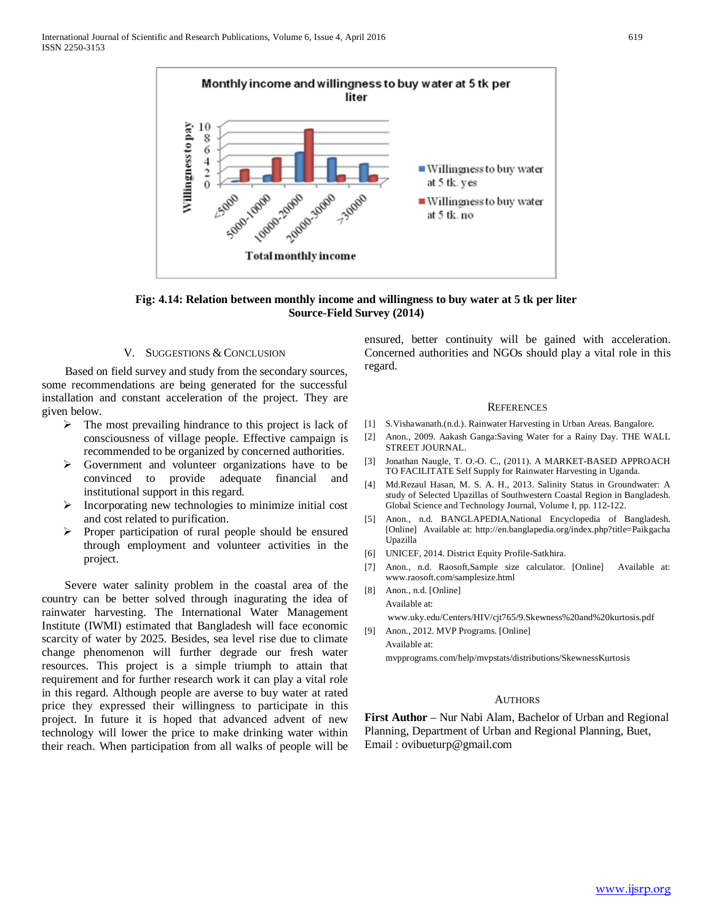Monthly income and willingness to buy water at 5 tk per liter

Willingness to pay

10
8
6
4
2
0

<5000
5000-10000
10000-20000
20000-30000
>30000

Total monthly income

Willingness to buy water at 5 tk. yes

Willingness to buy water at 5 tk. no

**Fig: 4.14: Relation between monthly income and willingness to buy water at 5 tk per liter**
**Source-Field Survey (2014)**

## V. Suggestions & Conclusion

Based on field survey and study from the secondary sources, some recommendations are being generated for the successful installation and constant acceleration of the project. They are given below.

- The most prevailing hindrance to this project is lack of consciousness of village people. Effective campaign is recommended to be organized by concerned authorities.
- Government and volunteer organizations have to be convinced to provide adequate financial and institutional support in this regard.
- Incorporating new technologies to minimize initial cost and cost related to purification.
- Proper participation of rural people should be ensured through employment and volunteer activities in the project.

Severe water salinity problem in the coastal area of the country can be better solved through inagurating the idea of rainwater harvesting. The International Water Management Institute (IWMI) estimated that Bangladesh will face economic scarcity of water by 2025. Besides, sea level rise due to climate change phenomenon will further degrade our fresh water resources. This project is a simple triumph to attain that requirement and for further research work it can play a vital role in this regard. Although people are averse to buy water at rated price they expressed their willingness to participate in this project. In future it is hoped that advanced advent of new technology will lower the price to make drinking water within their reach. When participation from all walks of people will be ensured, better continuity will be gained with acceleration. Concerned authorities and NGOs should play a vital role in this regard.

## References

[1] S.Vishawanath.(n.d.). Rainwater Harvesting in Urban Areas. Bangalore.

[2] Anon., 2009. Aakash Ganga:Saving Water for a Rainy Day. THE WALL STREET JOURNAL.

[3] Jonathan Naugle, T. O.-O. C., (2011). A MARKET-BASED APPROACH TO FACILITATE Self Supply for Rainwater Harvesting in Uganda.

[4] Md.Rezaul Hasan, M. S. A. H., 2013. Salinity Status in Groundwater: A study of Selected Upazillas of Southwestern Coastal Region in Bangladesh. Global Science and Technology Journal, Volume I, pp. 112-122.

[5] Anon., n.d. BANGLAPEDIA,National Encyclopedia of Bangladesh. [Online] Available at: http://en.banglapedia.org/index.php?title=Paikgacha Upazilla

[6] UNICEF, 2014. District Equity Profile-Satkhira.

[7] Anon., n.d. Raosoft,Sample size calculator. [Online] Available at: www.raosoft.com/samplesize.html

[8] Anon., n.d. [Online]
Available at:
www.uky.edu/Centers/HIV/cjt765/9.Skewness%20and%20kurtosis.pdf

[9] Anon., 2012. MVP Programs. [Online]
Available at:
mvpprograms.com/help/mvpstats/distributions/SkewnessKurtosis

## Authors

**First Author** – Nur Nabi Alam, Bachelor of Urban and Regional Planning, Department of Urban and Regional Planning, Buet, Email : ovibueturp@gmail.com